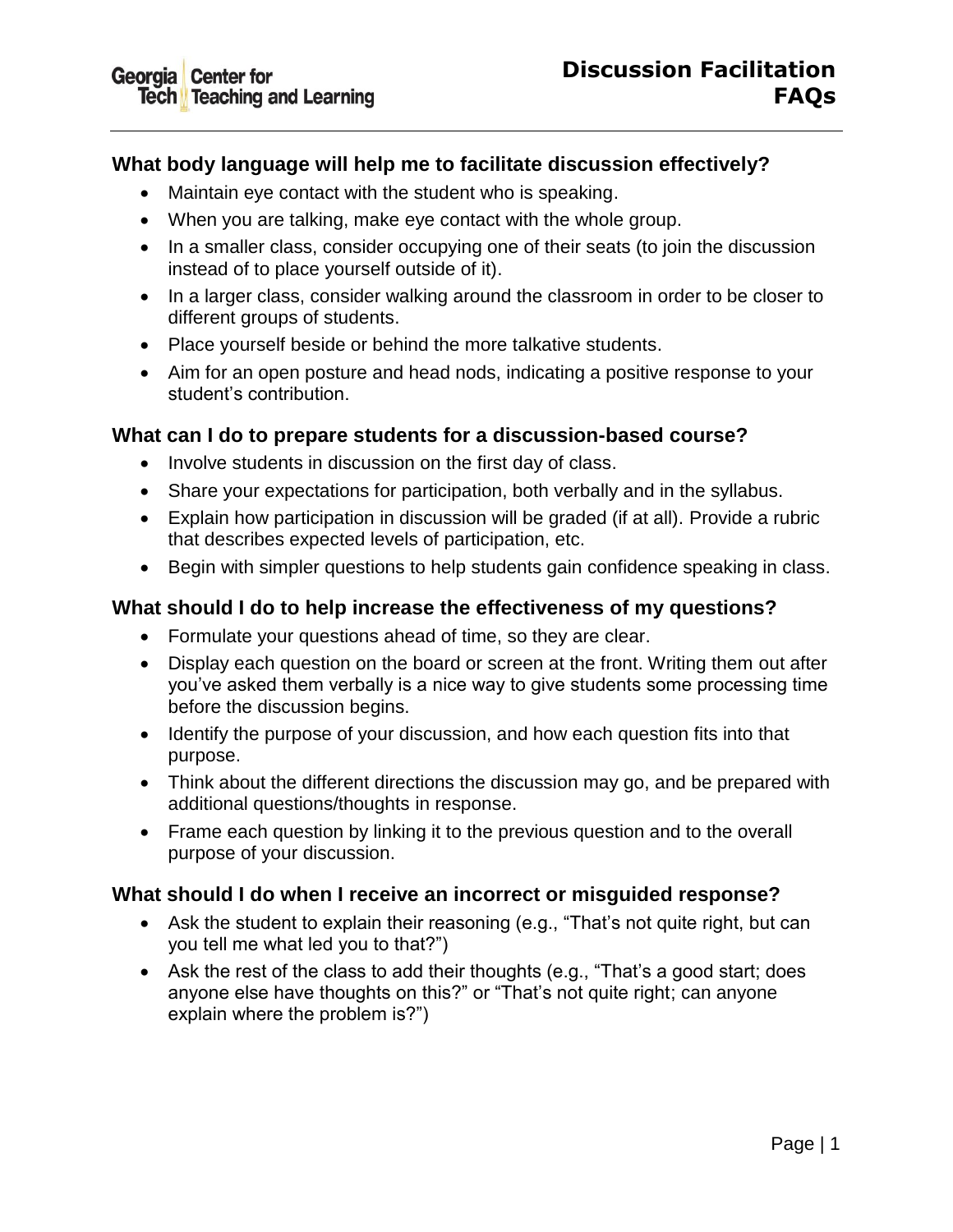# Discussion Facilitation FAQs

Georgia Tech Center for Teaching and Learning

## What body language will help me to facilitate discussion effectively?

- Maintain eye contact with the student who is speaking.
- When you are talking, make eye contact with the whole group.
- In a smaller class, consider occupying one of their seats (to join the discussion instead of to place yourself outside of it).
- In a larger class, consider walking around the classroom in order to be closer to different groups of students.
- Place yourself beside or behind the more talkative students.
- Aim for an open posture and head nods, indicating a positive response to your student's contribution.

## What can I do to prepare students for a discussion-based course?

- Involve students in discussion on the first day of class.
- Share your expectations for participation, both verbally and in the syllabus.
- Explain how participation in discussion will be graded (if at all). Provide a rubric that describes expected levels of participation, etc.
- Begin with simpler questions to help students gain confidence speaking in class.

## What should I do to help increase the effectiveness of my questions?

- Formulate your questions ahead of time, so they are clear.
- Display each question on the board or screen at the front. Writing them out after you've asked them verbally is a nice way to give students some processing time before the discussion begins.
- Identify the purpose of your discussion, and how each question fits into that purpose.
- Think about the different directions the discussion may go, and be prepared with additional questions/thoughts in response.
- Frame each question by linking it to the previous question and to the overall purpose of your discussion.

## What should I do when I receive an incorrect or misguided response?

- Ask the student to explain their reasoning (e.g., "That's not quite right, but can you tell me what led you to that?")
- Ask the rest of the class to add their thoughts (e.g., "That's a good start; does anyone else have thoughts on this?" or "That's not quite right; can anyone explain where the problem is?")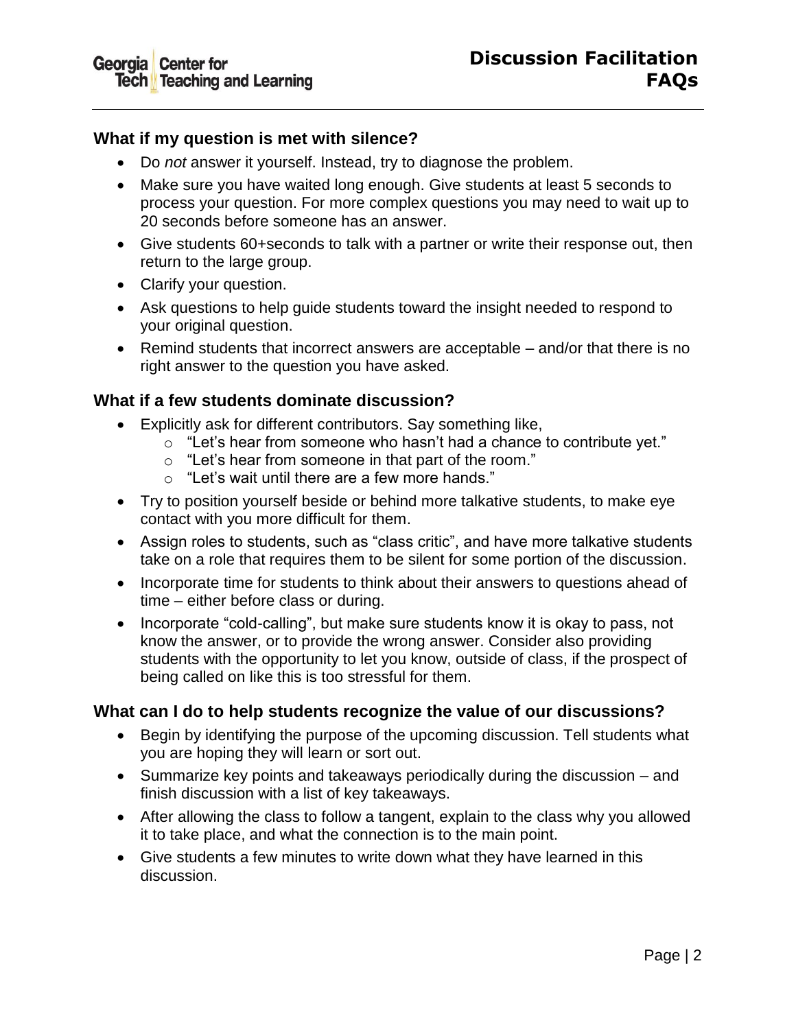## What if my question is met with silence?

- Do *not* answer it yourself. Instead, try to diagnose the problem.
- Make sure you have waited long enough. Give students at least 5 seconds to process your question. For more complex questions you may need to wait up to 20 seconds before someone has an answer.
- Give students 60+seconds to talk with a partner or write their response out, then return to the large group.
- Clarify your question.
- Ask questions to help guide students toward the insight needed to respond to your original question.
- Remind students that incorrect answers are acceptable – and/or that there is no right answer to the question you have asked.

## What if a few students dominate discussion?

- Explicitly ask for different contributors. Say something like,
  - "Let's hear from someone who hasn't had a chance to contribute yet."
  - "Let's hear from someone in that part of the room."
  - "Let's wait until there are a few more hands."
- Try to position yourself beside or behind more talkative students, to make eye contact with you more difficult for them.
- Assign roles to students, such as "class critic", and have more talkative students take on a role that requires them to be silent for some portion of the discussion.
- Incorporate time for students to think about their answers to questions ahead of time – either before class or during.
- Incorporate "cold-calling", but make sure students know it is okay to pass, not know the answer, or to provide the wrong answer. Consider also providing students with the opportunity to let you know, outside of class, if the prospect of being called on like this is too stressful for them.

## What can I do to help students recognize the value of our discussions?

- Begin by identifying the purpose of the upcoming discussion. Tell students what you are hoping they will learn or sort out.
- Summarize key points and takeaways periodically during the discussion – and finish discussion with a list of key takeaways.
- After allowing the class to follow a tangent, explain to the class why you allowed it to take place, and what the connection is to the main point.
- Give students a few minutes to write down what they have learned in this discussion.